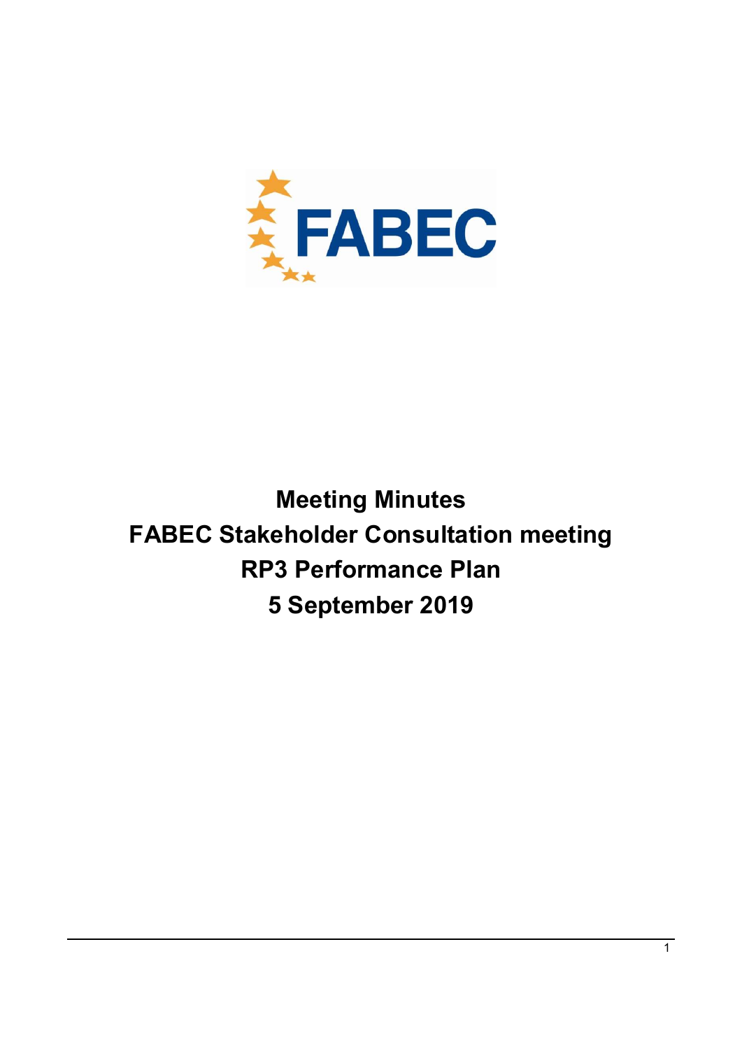FABEC

# Meeting Minutes
# FABEC Stakeholder Consultation meeting
# RP3 Performance Plan
# 5 September 2019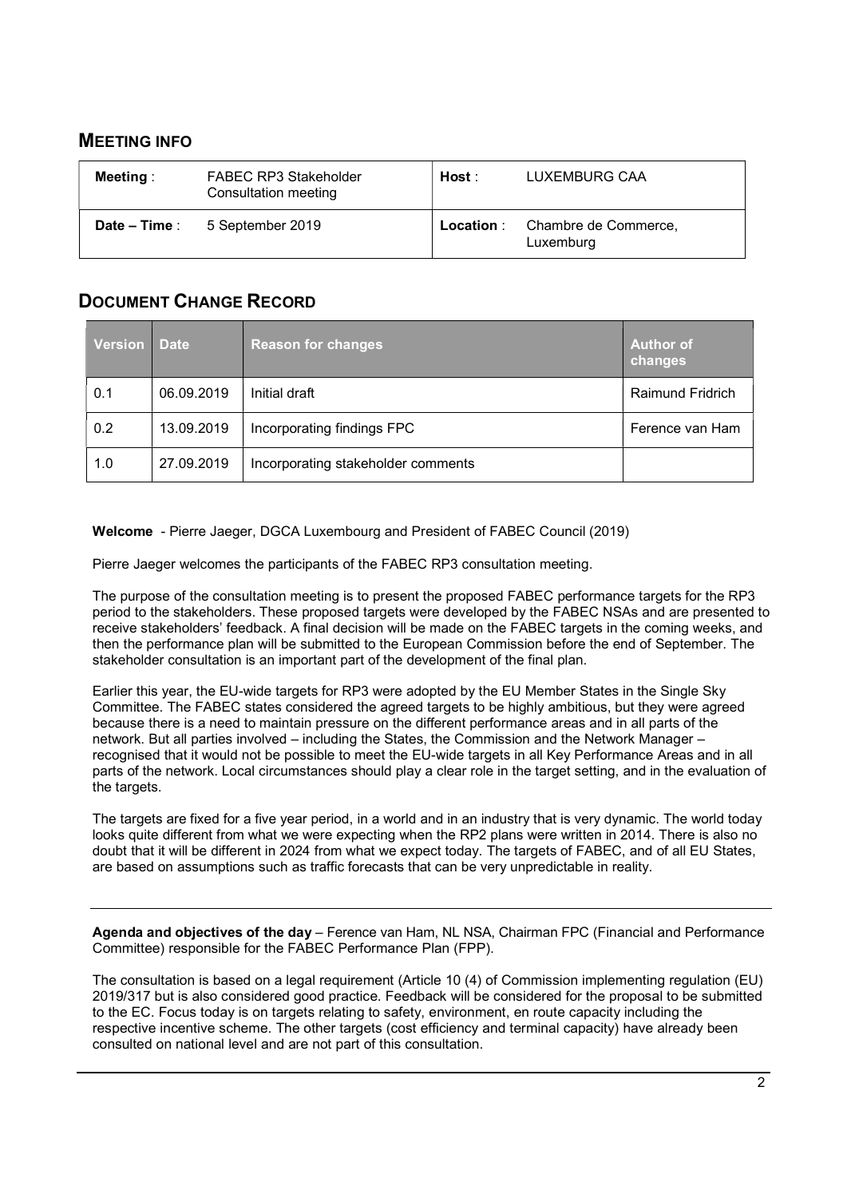## MEETING INFO

| Meeting : | FABEC RP3 Stakeholder Consultation meeting | Host : | LUXEMBURG CAA |
|---|---|---|---|
| Date – Time : | 5 September 2019 | Location : | Chambre de Commerce, Luxemburg |

## DOCUMENT CHANGE RECORD

| Version | Date | Reason for changes | Author of changes |
|---|---|---|---|
| 0.1 | 06.09.2019 | Initial draft | Raimund Fridrich |
| 0.2 | 13.09.2019 | Incorporating findings FPC | Ference van Ham |
| 1.0 | 27.09.2019 | Incorporating stakeholder comments | |

**Welcome** - Pierre Jaeger, DGCA Luxembourg and President of FABEC Council (2019)

Pierre Jaeger welcomes the participants of the FABEC RP3 consultation meeting.

The purpose of the consultation meeting is to present the proposed FABEC performance targets for the RP3 period to the stakeholders. These proposed targets were developed by the FABEC NSAs and are presented to receive stakeholders' feedback. A final decision will be made on the FABEC targets in the coming weeks, and then the performance plan will be submitted to the European Commission before the end of September. The stakeholder consultation is an important part of the development of the final plan.

Earlier this year, the EU-wide targets for RP3 were adopted by the EU Member States in the Single Sky Committee. The FABEC states considered the agreed targets to be highly ambitious, but they were agreed because there is a need to maintain pressure on the different performance areas and in all parts of the network. But all parties involved – including the States, the Commission and the Network Manager – recognised that it would not be possible to meet the EU-wide targets in all Key Performance Areas and in all parts of the network. Local circumstances should play a clear role in the target setting, and in the evaluation of the targets.

The targets are fixed for a five year period, in a world and in an industry that is very dynamic. The world today looks quite different from what we were expecting when the RP2 plans were written in 2014. There is also no doubt that it will be different in 2024 from what we expect today. The targets of FABEC, and of all EU States, are based on assumptions such as traffic forecasts that can be very unpredictable in reality.

---

**Agenda and objectives of the day** – Ference van Ham, NL NSA, Chairman FPC (Financial and Performance Committee) responsible for the FABEC Performance Plan (FPP).

The consultation is based on a legal requirement (Article 10 (4) of Commission implementing regulation (EU) 2019/317 but is also considered good practice. Feedback will be considered for the proposal to be submitted to the EC. Focus today is on targets relating to safety, environment, en route capacity including the respective incentive scheme. The other targets (cost efficiency and terminal capacity) have already been consulted on national level and are not part of this consultation.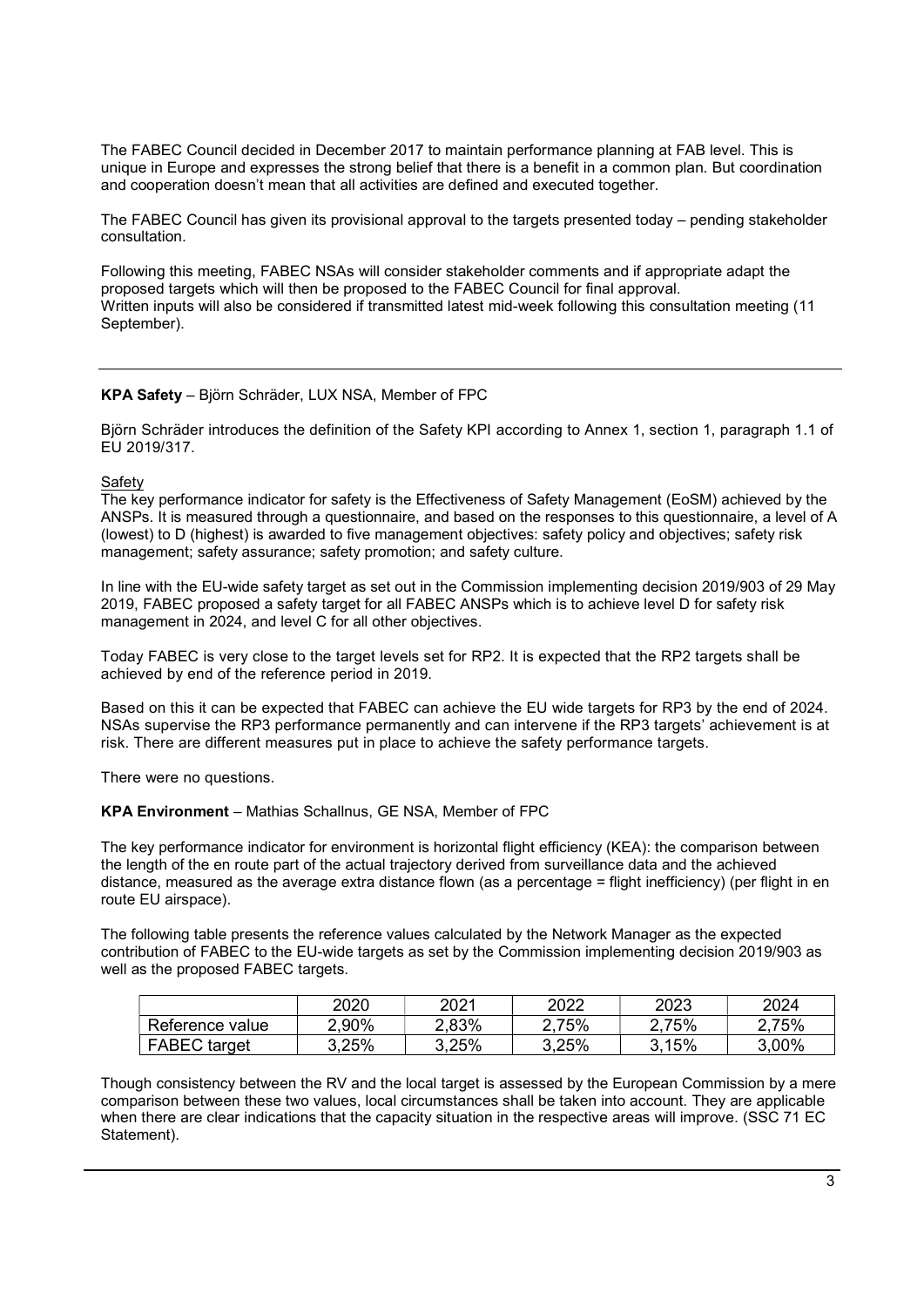The FABEC Council decided in December 2017 to maintain performance planning at FAB level. This is unique in Europe and expresses the strong belief that there is a benefit in a common plan. But coordination and cooperation doesn't mean that all activities are defined and executed together.

The FABEC Council has given its provisional approval to the targets presented today – pending stakeholder consultation.

Following this meeting, FABEC NSAs will consider stakeholder comments and if appropriate adapt the proposed targets which will then be proposed to the FABEC Council for final approval.
Written inputs will also be considered if transmitted latest mid-week following this consultation meeting (11 September).

---

**KPA Safety** – Björn Schräder, LUX NSA, Member of FPC

Björn Schräder introduces the definition of the Safety KPI according to Annex 1, section 1, paragraph 1.1 of EU 2019/317.

Safety

The key performance indicator for safety is the Effectiveness of Safety Management (EoSM) achieved by the ANSPs. It is measured through a questionnaire, and based on the responses to this questionnaire, a level of A (lowest) to D (highest) is awarded to five management objectives: safety policy and objectives; safety risk management; safety assurance; safety promotion; and safety culture.

In line with the EU-wide safety target as set out in the Commission implementing decision 2019/903 of 29 May 2019, FABEC proposed a safety target for all FABEC ANSPs which is to achieve level D for safety risk management in 2024, and level C for all other objectives.

Today FABEC is very close to the target levels set for RP2. It is expected that the RP2 targets shall be achieved by end of the reference period in 2019.

Based on this it can be expected that FABEC can achieve the EU wide targets for RP3 by the end of 2024. NSAs supervise the RP3 performance permanently and can intervene if the RP3 targets' achievement is at risk. There are different measures put in place to achieve the safety performance targets.

There were no questions.

**KPA Environment** – Mathias Schallnus, GE NSA, Member of FPC

The key performance indicator for environment is horizontal flight efficiency (KEA): the comparison between the length of the en route part of the actual trajectory derived from surveillance data and the achieved distance, measured as the average extra distance flown (as a percentage = flight inefficiency) (per flight in en route EU airspace).

The following table presents the reference values calculated by the Network Manager as the expected contribution of FABEC to the EU-wide targets as set by the Commission implementing decision 2019/903 as well as the proposed FABEC targets.

| | 2020 | 2021 | 2022 | 2023 | 2024 |
|---|---|---|---|---|---|
| Reference value | 2,90% | 2,83% | 2,75% | 2,75% | 2,75% |
| FABEC target | 3,25% | 3,25% | 3,25% | 3,15% | 3,00% |

Though consistency between the RV and the local target is assessed by the European Commission by a mere comparison between these two values, local circumstances shall be taken into account. They are applicable when there are clear indications that the capacity situation in the respective areas will improve. (SSC 71 EC Statement).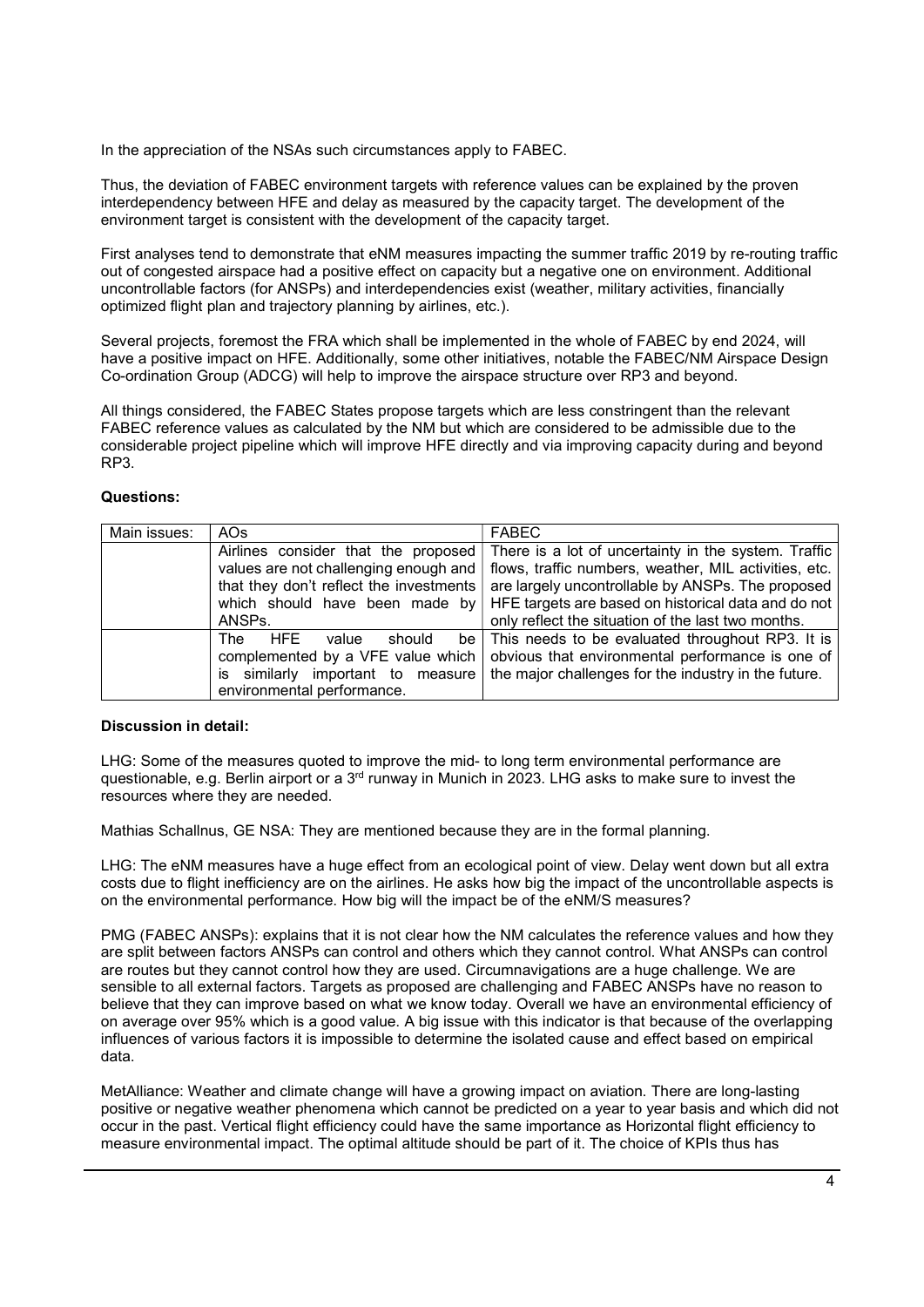In the appreciation of the NSAs such circumstances apply to FABEC.

Thus, the deviation of FABEC environment targets with reference values can be explained by the proven interdependency between HFE and delay as measured by the capacity target. The development of the environment target is consistent with the development of the capacity target.

First analyses tend to demonstrate that eNM measures impacting the summer traffic 2019 by re-routing traffic out of congested airspace had a positive effect on capacity but a negative one on environment. Additional uncontrollable factors (for ANSPs) and interdependencies exist (weather, military activities, financially optimized flight plan and trajectory planning by airlines, etc.).

Several projects, foremost the FRA which shall be implemented in the whole of FABEC by end 2024, will have a positive impact on HFE. Additionally, some other initiatives, notable the FABEC/NM Airspace Design Co-ordination Group (ADCG) will help to improve the airspace structure over RP3 and beyond.

All things considered, the FABEC States propose targets which are less constringent than the relevant FABEC reference values as calculated by the NM but which are considered to be admissible due to the considerable project pipeline which will improve HFE directly and via improving capacity during and beyond RP3.

**Questions:**

| Main issues: | AOs | FABEC |
|---|---|---|
| | Airlines consider that the proposed values are not challenging enough and that they don't reflect the investments which should have been made by ANSPs. | There is a lot of uncertainty in the system. Traffic flows, traffic numbers, weather, MIL activities, etc. are largely uncontrollable by ANSPs. The proposed HFE targets are based on historical data and do not only reflect the situation of the last two months. |
| | The HFE value should be complemented by a VFE value which is similarly important to measure environmental performance. | This needs to be evaluated throughout RP3. It is obvious that environmental performance is one of the major challenges for the industry in the future. |

**Discussion in detail:**

LHG: Some of the measures quoted to improve the mid- to long term environmental performance are questionable, e.g. Berlin airport or a 3rd runway in Munich in 2023. LHG asks to make sure to invest the resources where they are needed.

Mathias Schallnus, GE NSA: They are mentioned because they are in the formal planning.

LHG: The eNM measures have a huge effect from an ecological point of view. Delay went down but all extra costs due to flight inefficiency are on the airlines. He asks how big the impact of the uncontrollable aspects is on the environmental performance. How big will the impact be of the eNM/S measures?

PMG (FABEC ANSPs): explains that it is not clear how the NM calculates the reference values and how they are split between factors ANSPs can control and others which they cannot control. What ANSPs can control are routes but they cannot control how they are used. Circumnavigations are a huge challenge. We are sensible to all external factors. Targets as proposed are challenging and FABEC ANSPs have no reason to believe that they can improve based on what we know today. Overall we have an environmental efficiency of on average over 95% which is a good value. A big issue with this indicator is that because of the overlapping influences of various factors it is impossible to determine the isolated cause and effect based on empirical data.

MetAlliance: Weather and climate change will have a growing impact on aviation. There are long-lasting positive or negative weather phenomena which cannot be predicted on a year to year basis and which did not occur in the past. Vertical flight efficiency could have the same importance as Horizontal flight efficiency to measure environmental impact. The optimal altitude should be part of it. The choice of KPIs thus has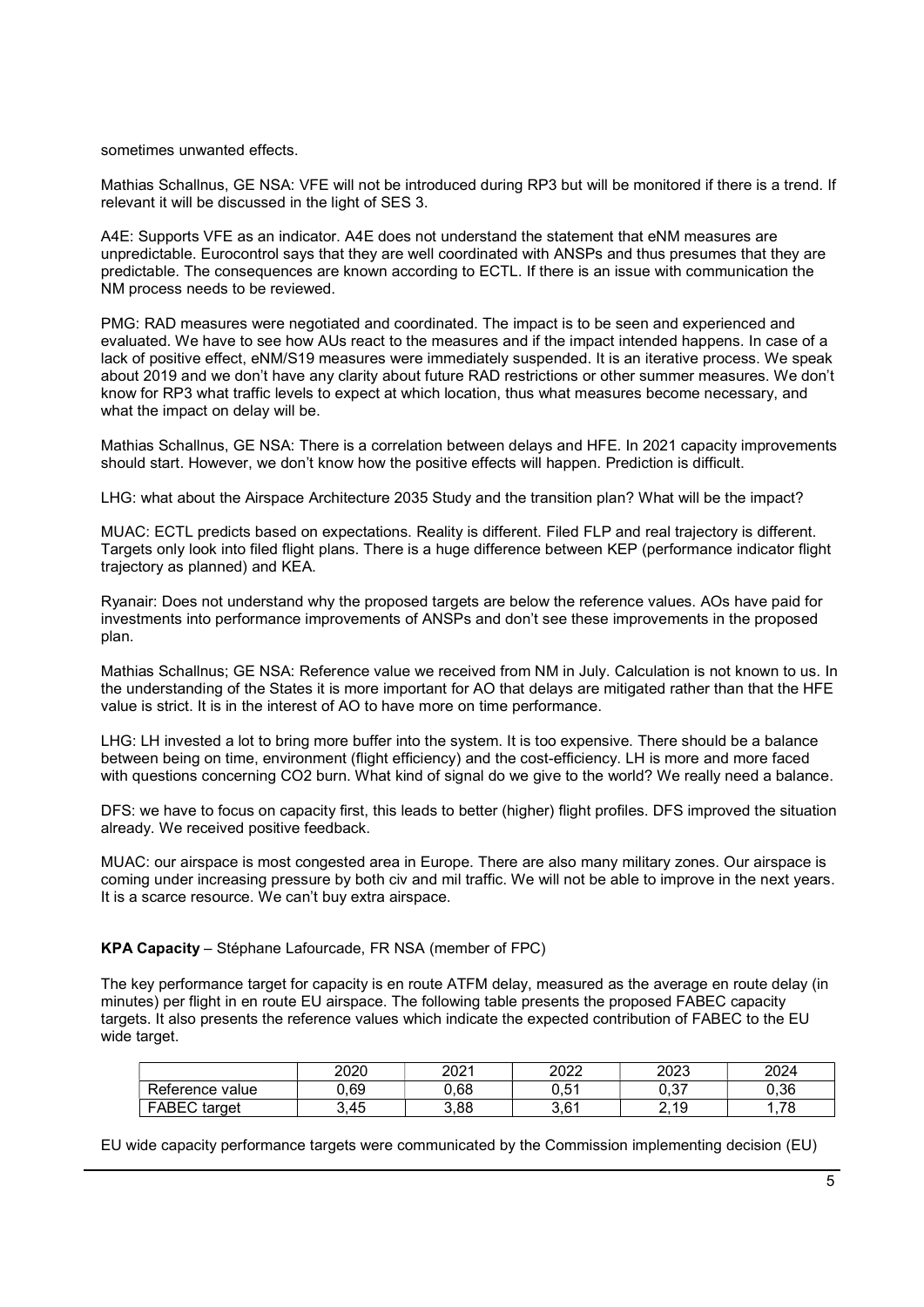sometimes unwanted effects.

Mathias Schallnus, GE NSA: VFE will not be introduced during RP3 but will be monitored if there is a trend. If relevant it will be discussed in the light of SES 3.

A4E: Supports VFE as an indicator. A4E does not understand the statement that eNM measures are unpredictable. Eurocontrol says that they are well coordinated with ANSPs and thus presumes that they are predictable. The consequences are known according to ECTL. If there is an issue with communication the NM process needs to be reviewed.

PMG: RAD measures were negotiated and coordinated. The impact is to be seen and experienced and evaluated. We have to see how AUs react to the measures and if the impact intended happens. In case of a lack of positive effect, eNM/S19 measures were immediately suspended. It is an iterative process. We speak about 2019 and we don't have any clarity about future RAD restrictions or other summer measures. We don't know for RP3 what traffic levels to expect at which location, thus what measures become necessary, and what the impact on delay will be.

Mathias Schallnus, GE NSA: There is a correlation between delays and HFE. In 2021 capacity improvements should start. However, we don't know how the positive effects will happen. Prediction is difficult.

LHG: what about the Airspace Architecture 2035 Study and the transition plan? What will be the impact?

MUAC: ECTL predicts based on expectations. Reality is different. Filed FLP and real trajectory is different. Targets only look into filed flight plans. There is a huge difference between KEP (performance indicator flight trajectory as planned) and KEA.

Ryanair: Does not understand why the proposed targets are below the reference values. AOs have paid for investments into performance improvements of ANSPs and don't see these improvements in the proposed plan.

Mathias Schallnus; GE NSA: Reference value we received from NM in July. Calculation is not known to us. In the understanding of the States it is more important for AO that delays are mitigated rather than that the HFE value is strict. It is in the interest of AO to have more on time performance.

LHG: LH invested a lot to bring more buffer into the system. It is too expensive. There should be a balance between being on time, environment (flight efficiency) and the cost-efficiency. LH is more and more faced with questions concerning CO2 burn. What kind of signal do we give to the world? We really need a balance.

DFS: we have to focus on capacity first, this leads to better (higher) flight profiles. DFS improved the situation already. We received positive feedback.

MUAC: our airspace is most congested area in Europe. There are also many military zones. Our airspace is coming under increasing pressure by both civ and mil traffic. We will not be able to improve in the next years. It is a scarce resource. We can't buy extra airspace.

**KPA Capacity** – Stéphane Lafourcade, FR NSA (member of FPC)

The key performance target for capacity is en route ATFM delay, measured as the average en route delay (in minutes) per flight in en route EU airspace. The following table presents the proposed FABEC capacity targets. It also presents the reference values which indicate the expected contribution of FABEC to the EU wide target.

| | 2020 | 2021 | 2022 | 2023 | 2024 |
|---|---|---|---|---|---|
| Reference value | 0,69 | 0,68 | 0,51 | 0,37 | 0,36 |
| FABEC target | 3,45 | 3,88 | 3,61 | 2,19 | 1,78 |

EU wide capacity performance targets were communicated by the Commission implementing decision (EU)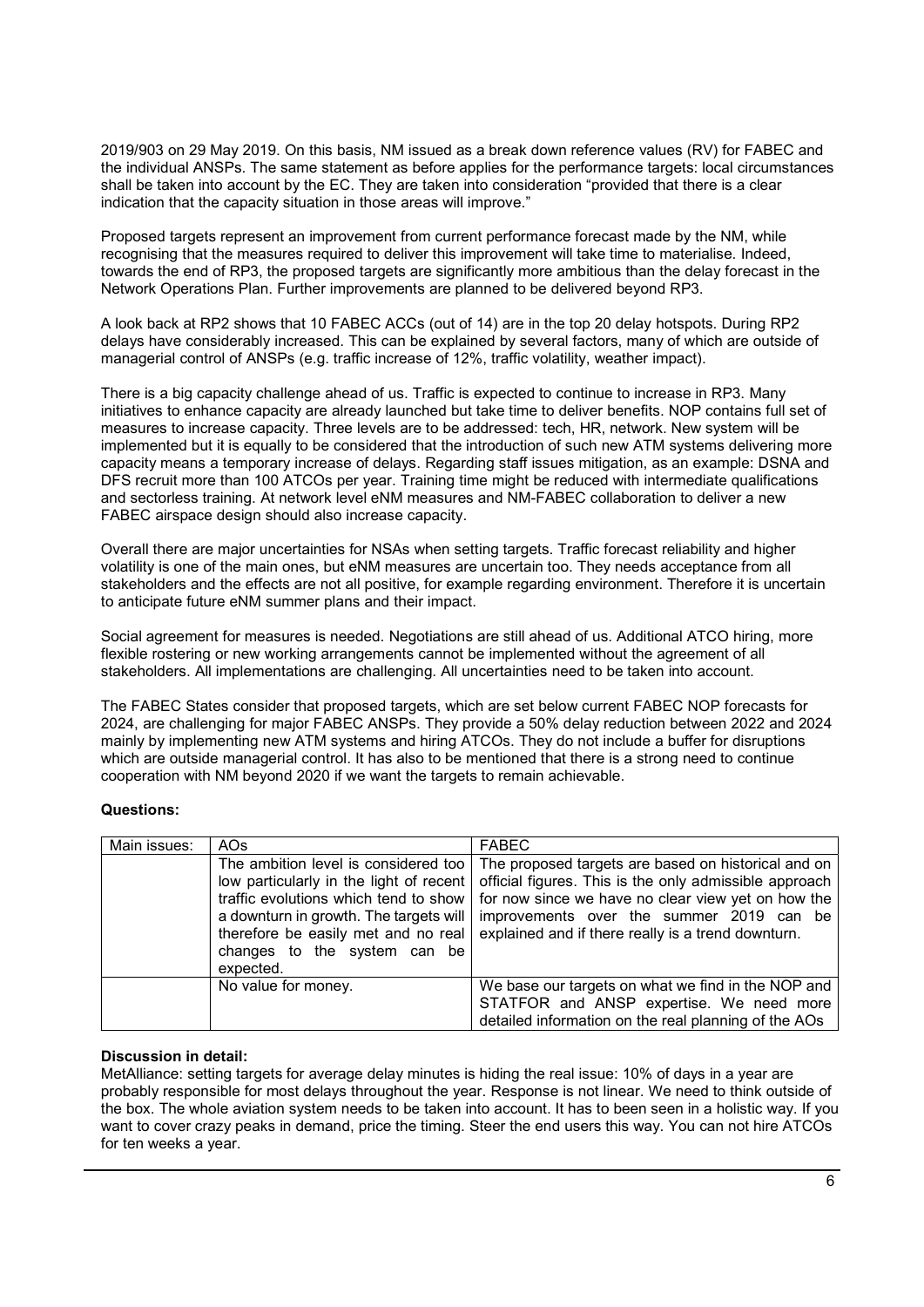2019/903 on 29 May 2019. On this basis, NM issued as a break down reference values (RV) for FABEC and the individual ANSPs. The same statement as before applies for the performance targets: local circumstances shall be taken into account by the EC. They are taken into consideration "provided that there is a clear indication that the capacity situation in those areas will improve."

Proposed targets represent an improvement from current performance forecast made by the NM, while recognising that the measures required to deliver this improvement will take time to materialise. Indeed, towards the end of RP3, the proposed targets are significantly more ambitious than the delay forecast in the Network Operations Plan. Further improvements are planned to be delivered beyond RP3.

A look back at RP2 shows that 10 FABEC ACCs (out of 14) are in the top 20 delay hotspots. During RP2 delays have considerably increased. This can be explained by several factors, many of which are outside of managerial control of ANSPs (e.g. traffic increase of 12%, traffic volatility, weather impact).

There is a big capacity challenge ahead of us. Traffic is expected to continue to increase in RP3. Many initiatives to enhance capacity are already launched but take time to deliver benefits. NOP contains full set of measures to increase capacity. Three levels are to be addressed: tech, HR, network. New system will be implemented but it is equally to be considered that the introduction of such new ATM systems delivering more capacity means a temporary increase of delays. Regarding staff issues mitigation, as an example: DSNA and DFS recruit more than 100 ATCOs per year. Training time might be reduced with intermediate qualifications and sectorless training. At network level eNM measures and NM-FABEC collaboration to deliver a new FABEC airspace design should also increase capacity.

Overall there are major uncertainties for NSAs when setting targets. Traffic forecast reliability and higher volatility is one of the main ones, but eNM measures are uncertain too. They needs acceptance from all stakeholders and the effects are not all positive, for example regarding environment. Therefore it is uncertain to anticipate future eNM summer plans and their impact.

Social agreement for measures is needed. Negotiations are still ahead of us. Additional ATCO hiring, more flexible rostering or new working arrangements cannot be implemented without the agreement of all stakeholders. All implementations are challenging. All uncertainties need to be taken into account.

The FABEC States consider that proposed targets, which are set below current FABEC NOP forecasts for 2024, are challenging for major FABEC ANSPs. They provide a 50% delay reduction between 2022 and 2024 mainly by implementing new ATM systems and hiring ATCOs. They do not include a buffer for disruptions which are outside managerial control. It has also to be mentioned that there is a strong need to continue cooperation with NM beyond 2020 if we want the targets to remain achievable.

**Questions:**

| Main issues: | AOs | FABEC |
|---|---|---|
| | The ambition level is considered too low particularly in the light of recent traffic evolutions which tend to show a downturn in growth. The targets will therefore be easily met and no real changes to the system can be expected. | The proposed targets are based on historical and on official figures. This is the only admissible approach for now since we have no clear view yet on how the improvements over the summer 2019 can be explained and if there really is a trend downturn. |
| | No value for money. | We base our targets on what we find in the NOP and STATFOR and ANSP expertise. We need more detailed information on the real planning of the AOs |

**Discussion in detail:**

MetAlliance: setting targets for average delay minutes is hiding the real issue: 10% of days in a year are probably responsible for most delays throughout the year. Response is not linear. We need to think outside of the box. The whole aviation system needs to be taken into account. It has to been seen in a holistic way. If you want to cover crazy peaks in demand, price the timing. Steer the end users this way. You can not hire ATCOs for ten weeks a year.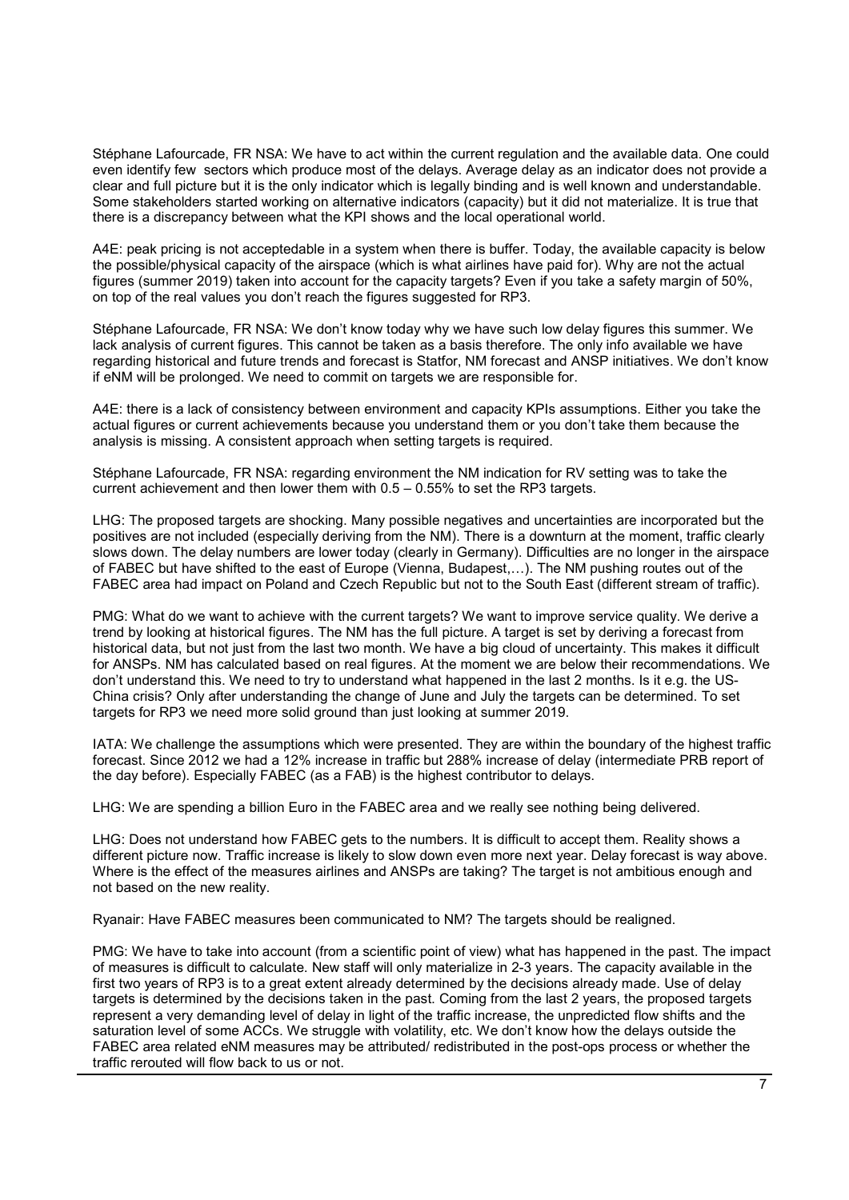Stéphane Lafourcade, FR NSA: We have to act within the current regulation and the available data. One could even identify few  sectors which produce most of the delays. Average delay as an indicator does not provide a clear and full picture but it is the only indicator which is legally binding and is well known and understandable. Some stakeholders started working on alternative indicators (capacity) but it did not materialize. It is true that there is a discrepancy between what the KPI shows and the local operational world.

A4E: peak pricing is not acceptedable in a system when there is buffer. Today, the available capacity is below the possible/physical capacity of the airspace (which is what airlines have paid for). Why are not the actual figures (summer 2019) taken into account for the capacity targets? Even if you take a safety margin of 50%, on top of the real values you don't reach the figures suggested for RP3.

Stéphane Lafourcade, FR NSA: We don't know today why we have such low delay figures this summer. We lack analysis of current figures. This cannot be taken as a basis therefore. The only info available we have regarding historical and future trends and forecast is Statfor, NM forecast and ANSP initiatives. We don't know if eNM will be prolonged. We need to commit on targets we are responsible for.

A4E: there is a lack of consistency between environment and capacity KPIs assumptions. Either you take the actual figures or current achievements because you understand them or you don't take them because the analysis is missing. A consistent approach when setting targets is required.

Stéphane Lafourcade, FR NSA: regarding environment the NM indication for RV setting was to take the current achievement and then lower them with 0.5 – 0.55% to set the RP3 targets.

LHG: The proposed targets are shocking. Many possible negatives and uncertainties are incorporated but the positives are not included (especially deriving from the NM). There is a downturn at the moment, traffic clearly slows down. The delay numbers are lower today (clearly in Germany). Difficulties are no longer in the airspace of FABEC but have shifted to the east of Europe (Vienna, Budapest,…). The NM pushing routes out of the FABEC area had impact on Poland and Czech Republic but not to the South East (different stream of traffic).

PMG: What do we want to achieve with the current targets? We want to improve service quality. We derive a trend by looking at historical figures. The NM has the full picture. A target is set by deriving a forecast from historical data, but not just from the last two month. We have a big cloud of uncertainty. This makes it difficult for ANSPs. NM has calculated based on real figures. At the moment we are below their recommendations. We don't understand this. We need to try to understand what happened in the last 2 months. Is it e.g. the US-China crisis? Only after understanding the change of June and July the targets can be determined. To set targets for RP3 we need more solid ground than just looking at summer 2019.

IATA: We challenge the assumptions which were presented. They are within the boundary of the highest traffic forecast. Since 2012 we had a 12% increase in traffic but 288% increase of delay (intermediate PRB report of the day before). Especially FABEC (as a FAB) is the highest contributor to delays.

LHG: We are spending a billion Euro in the FABEC area and we really see nothing being delivered.

LHG: Does not understand how FABEC gets to the numbers. It is difficult to accept them. Reality shows a different picture now. Traffic increase is likely to slow down even more next year. Delay forecast is way above. Where is the effect of the measures airlines and ANSPs are taking? The target is not ambitious enough and not based on the new reality.

Ryanair: Have FABEC measures been communicated to NM? The targets should be realigned.

PMG: We have to take into account (from a scientific point of view) what has happened in the past. The impact of measures is difficult to calculate. New staff will only materialize in 2-3 years. The capacity available in the first two years of RP3 is to a great extent already determined by the decisions already made. Use of delay targets is determined by the decisions taken in the past. Coming from the last 2 years, the proposed targets represent a very demanding level of delay in light of the traffic increase, the unpredicted flow shifts and the saturation level of some ACCs. We struggle with volatility, etc. We don't know how the delays outside the FABEC area related eNM measures may be attributed/ redistributed in the post-ops process or whether the traffic rerouted will flow back to us or not.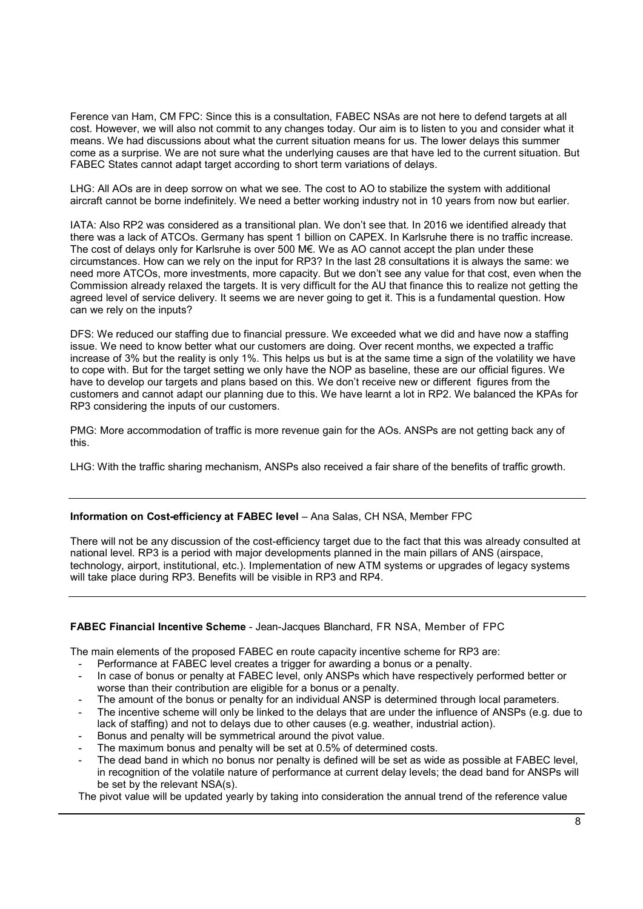Ference van Ham, CM FPC: Since this is a consultation, FABEC NSAs are not here to defend targets at all cost. However, we will also not commit to any changes today. Our aim is to listen to you and consider what it means. We had discussions about what the current situation means for us. The lower delays this summer come as a surprise. We are not sure what the underlying causes are that have led to the current situation. But FABEC States cannot adapt target according to short term variations of delays.

LHG: All AOs are in deep sorrow on what we see. The cost to AO to stabilize the system with additional aircraft cannot be borne indefinitely. We need a better working industry not in 10 years from now but earlier.

IATA: Also RP2 was considered as a transitional plan. We don't see that. In 2016 we identified already that there was a lack of ATCOs. Germany has spent 1 billion on CAPEX. In Karlsruhe there is no traffic increase. The cost of delays only for Karlsruhe is over 500 M€. We as AO cannot accept the plan under these circumstances. How can we rely on the input for RP3? In the last 28 consultations it is always the same: we need more ATCOs, more investments, more capacity. But we don't see any value for that cost, even when the Commission already relaxed the targets. It is very difficult for the AU that finance this to realize not getting the agreed level of service delivery. It seems we are never going to get it. This is a fundamental question. How can we rely on the inputs?

DFS: We reduced our staffing due to financial pressure. We exceeded what we did and have now a staffing issue. We need to know better what our customers are doing. Over recent months, we expected a traffic increase of 3% but the reality is only 1%. This helps us but is at the same time a sign of the volatility we have to cope with. But for the target setting we only have the NOP as baseline, these are our official figures. We have to develop our targets and plans based on this. We don't receive new or different figures from the customers and cannot adapt our planning due to this. We have learnt a lot in RP2. We balanced the KPAs for RP3 considering the inputs of our customers.

PMG: More accommodation of traffic is more revenue gain for the AOs. ANSPs are not getting back any of this.

LHG: With the traffic sharing mechanism, ANSPs also received a fair share of the benefits of traffic growth.

---

**Information on Cost-efficiency at FABEC level** – Ana Salas, CH NSA, Member FPC

There will not be any discussion of the cost-efficiency target due to the fact that this was already consulted at national level. RP3 is a period with major developments planned in the main pillars of ANS (airspace, technology, airport, institutional, etc.). Implementation of new ATM systems or upgrades of legacy systems will take place during RP3. Benefits will be visible in RP3 and RP4.

---

**FABEC Financial Incentive Scheme** - Jean-Jacques Blanchard, FR NSA, Member of FPC

The main elements of the proposed FABEC en route capacity incentive scheme for RP3 are:

- Performance at FABEC level creates a trigger for awarding a bonus or a penalty.
- In case of bonus or penalty at FABEC level, only ANSPs which have respectively performed better or worse than their contribution are eligible for a bonus or a penalty.
- The amount of the bonus or penalty for an individual ANSP is determined through local parameters.
- The incentive scheme will only be linked to the delays that are under the influence of ANSPs (e.g. due to lack of staffing) and not to delays due to other causes (e.g. weather, industrial action).
- Bonus and penalty will be symmetrical around the pivot value.
- The maximum bonus and penalty will be set at 0.5% of determined costs.
- The dead band in which no bonus nor penalty is defined will be set as wide as possible at FABEC level, in recognition of the volatile nature of performance at current delay levels; the dead band for ANSPs will be set by the relevant NSA(s).

The pivot value will be updated yearly by taking into consideration the annual trend of the reference value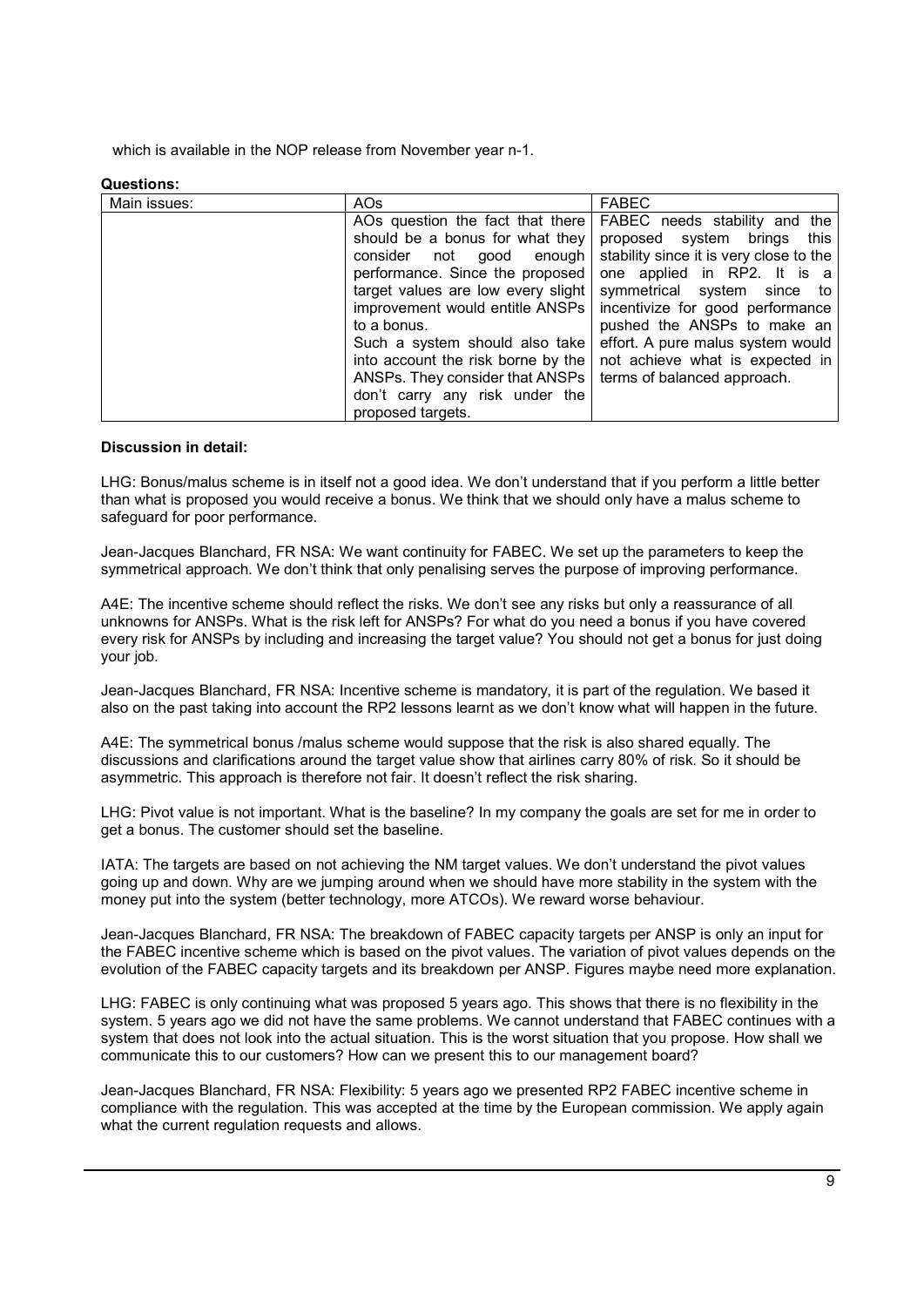which is available in the NOP release from November year n-1.

**Questions:**

| Main issues: | AOs | FABEC |
|---|---|---|
| | AOs question the fact that there should be a bonus for what they consider not good enough performance. Since the proposed target values are low every slight improvement would entitle ANSPs to a bonus. Such a system should also take into account the risk borne by the ANSPs. They consider that ANSPs don't carry any risk under the proposed targets. | FABEC needs stability and the proposed system brings this stability since it is very close to the one applied in RP2. It is a symmetrical system since to incentivize for good performance pushed the ANSPs to make an effort. A pure malus system would not achieve what is expected in terms of balanced approach. |

**Discussion in detail:**

LHG: Bonus/malus scheme is in itself not a good idea. We don't understand that if you perform a little better than what is proposed you would receive a bonus. We think that we should only have a malus scheme to safeguard for poor performance.

Jean-Jacques Blanchard, FR NSA: We want continuity for FABEC. We set up the parameters to keep the symmetrical approach. We don't think that only penalising serves the purpose of improving performance.

A4E: The incentive scheme should reflect the risks. We don't see any risks but only a reassurance of all unknowns for ANSPs. What is the risk left for ANSPs? For what do you need a bonus if you have covered every risk for ANSPs by including and increasing the target value? You should not get a bonus for just doing your job.

Jean-Jacques Blanchard, FR NSA: Incentive scheme is mandatory, it is part of the regulation. We based it also on the past taking into account the RP2 lessons learnt as we don't know what will happen in the future.

A4E: The symmetrical bonus /malus scheme would suppose that the risk is also shared equally. The discussions and clarifications around the target value show that airlines carry 80% of risk. So it should be asymmetric. This approach is therefore not fair. It doesn't reflect the risk sharing.

LHG: Pivot value is not important. What is the baseline? In my company the goals are set for me in order to get a bonus. The customer should set the baseline.

IATA: The targets are based on not achieving the NM target values. We don't understand the pivot values going up and down. Why are we jumping around when we should have more stability in the system with the money put into the system (better technology, more ATCOs). We reward worse behaviour.

Jean-Jacques Blanchard, FR NSA: The breakdown of FABEC capacity targets per ANSP is only an input for the FABEC incentive scheme which is based on the pivot values. The variation of pivot values depends on the evolution of the FABEC capacity targets and its breakdown per ANSP. Figures maybe need more explanation.

LHG: FABEC is only continuing what was proposed 5 years ago. This shows that there is no flexibility in the system. 5 years ago we did not have the same problems. We cannot understand that FABEC continues with a system that does not look into the actual situation. This is the worst situation that you propose. How shall we communicate this to our customers? How can we present this to our management board?

Jean-Jacques Blanchard, FR NSA: Flexibility: 5 years ago we presented RP2 FABEC incentive scheme in compliance with the regulation. This was accepted at the time by the European commission. We apply again what the current regulation requests and allows.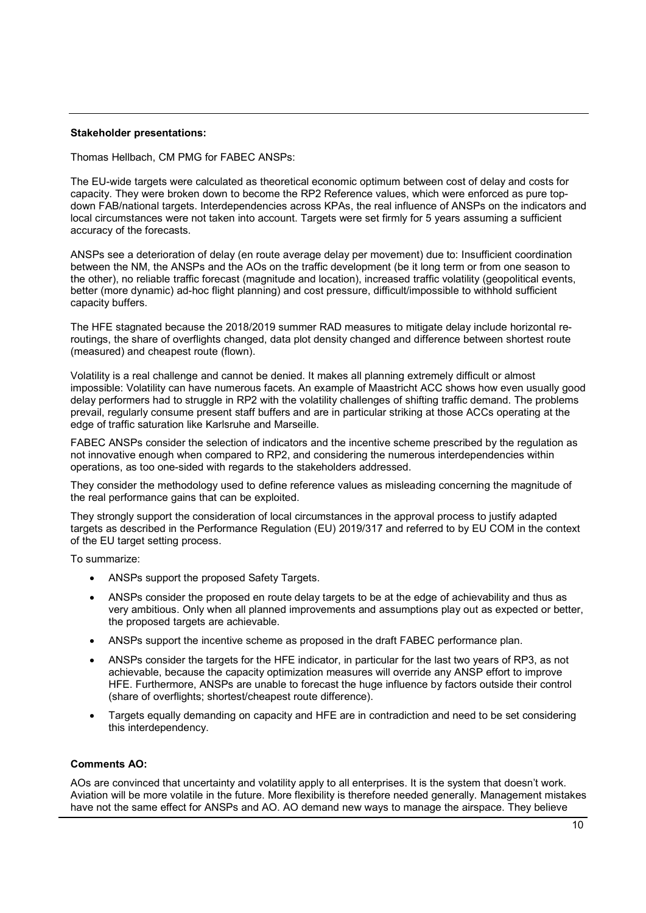**Stakeholder presentations:**

Thomas Hellbach, CM PMG for FABEC ANSPs:

The EU-wide targets were calculated as theoretical economic optimum between cost of delay and costs for capacity. They were broken down to become the RP2 Reference values, which were enforced as pure top-down FAB/national targets. Interdependencies across KPAs, the real influence of ANSPs on the indicators and local circumstances were not taken into account. Targets were set firmly for 5 years assuming a sufficient accuracy of the forecasts.

ANSPs see a deterioration of delay (en route average delay per movement) due to: Insufficient coordination between the NM, the ANSPs and the AOs on the traffic development (be it long term or from one season to the other), no reliable traffic forecast (magnitude and location), increased traffic volatility (geopolitical events, better (more dynamic) ad-hoc flight planning) and cost pressure, difficult/impossible to withhold sufficient capacity buffers.

The HFE stagnated because the 2018/2019 summer RAD measures to mitigate delay include horizontal re-routings, the share of overflights changed, data plot density changed and difference between shortest route (measured) and cheapest route (flown).

Volatility is a real challenge and cannot be denied. It makes all planning extremely difficult or almost impossible: Volatility can have numerous facets. An example of Maastricht ACC shows how even usually good delay performers had to struggle in RP2 with the volatility challenges of shifting traffic demand. The problems prevail, regularly consume present staff buffers and are in particular striking at those ACCs operating at the edge of traffic saturation like Karlsruhe and Marseille.

FABEC ANSPs consider the selection of indicators and the incentive scheme prescribed by the regulation as not innovative enough when compared to RP2, and considering the numerous interdependencies within operations, as too one-sided with regards to the stakeholders addressed.

They consider the methodology used to define reference values as misleading concerning the magnitude of the real performance gains that can be exploited.

They strongly support the consideration of local circumstances in the approval process to justify adapted targets as described in the Performance Regulation (EU) 2019/317 and referred to by EU COM in the context of the EU target setting process.

To summarize:

- ANSPs support the proposed Safety Targets.
- ANSPs consider the proposed en route delay targets to be at the edge of achievability and thus as very ambitious. Only when all planned improvements and assumptions play out as expected or better, the proposed targets are achievable.
- ANSPs support the incentive scheme as proposed in the draft FABEC performance plan.
- ANSPs consider the targets for the HFE indicator, in particular for the last two years of RP3, as not achievable, because the capacity optimization measures will override any ANSP effort to improve HFE. Furthermore, ANSPs are unable to forecast the huge influence by factors outside their control (share of overflights; shortest/cheapest route difference).
- Targets equally demanding on capacity and HFE are in contradiction and need to be set considering this interdependency.

**Comments AO:**

AOs are convinced that uncertainty and volatility apply to all enterprises. It is the system that doesn't work. Aviation will be more volatile in the future. More flexibility is therefore needed generally. Management mistakes have not the same effect for ANSPs and AO. AO demand new ways to manage the airspace. They believe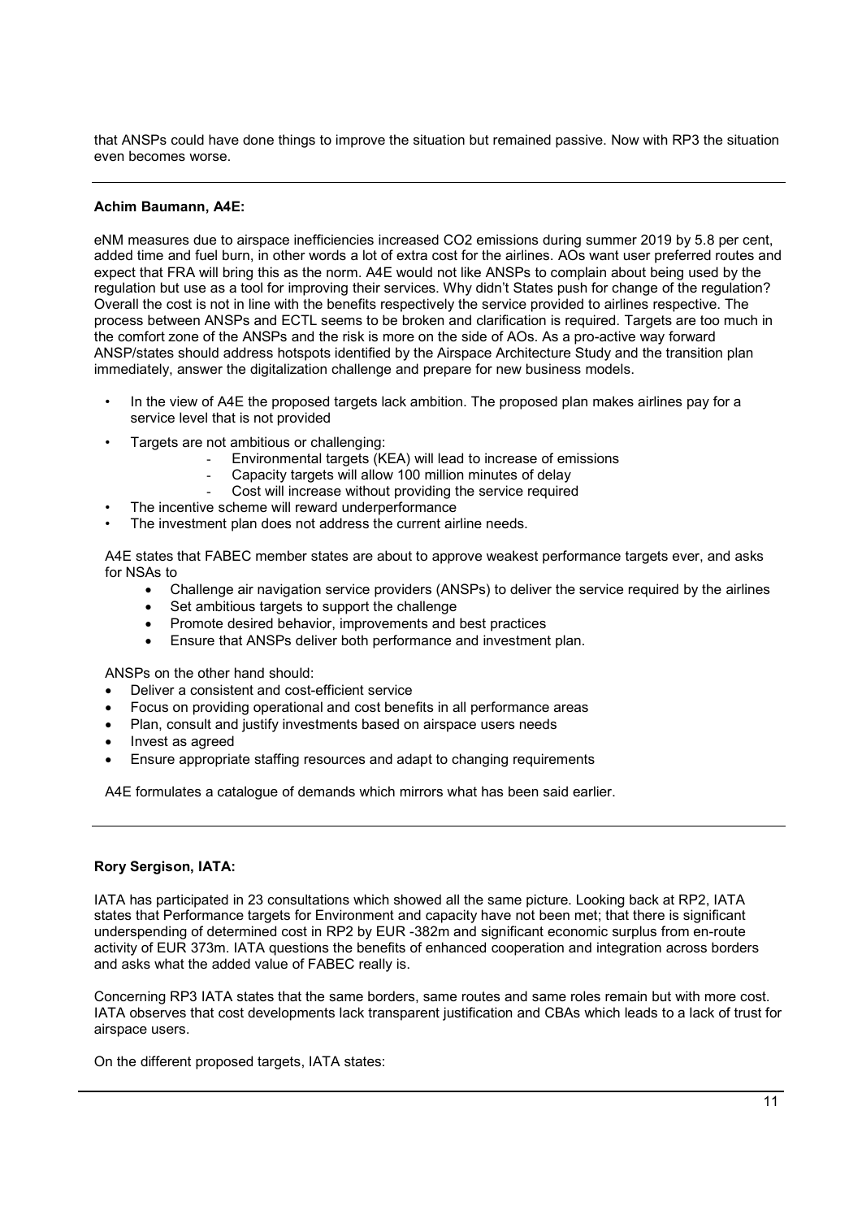that ANSPs could have done things to improve the situation but remained passive. Now with RP3 the situation even becomes worse.

---

**Achim Baumann, A4E:**

eNM measures due to airspace inefficiencies increased $CO_2$ emissions during summer 2019 by 5.8 per cent, added time and fuel burn, in other words a lot of extra cost for the airlines. AOs want user preferred routes and expect that FRA will bring this as the norm. A4E would not like ANSPs to complain about being used by the regulation but use as a tool for improving their services. Why didn't States push for change of the regulation? Overall the cost is not in line with the benefits respectively the service provided to airlines respective. The process between ANSPs and ECTL seems to be broken and clarification is required. Targets are too much in the comfort zone of the ANSPs and the risk is more on the side of AOs. As a pro-active way forward ANSP/states should address hotspots identified by the Airspace Architecture Study and the transition plan immediately, answer the digitalization challenge and prepare for new business models.

- In the view of A4E the proposed targets lack ambition. The proposed plan makes airlines pay for a service level that is not provided
- Targets are not ambitious or challenging:
  - Environmental targets (KEA) will lead to increase of emissions
  - Capacity targets will allow 100 million minutes of delay
  - Cost will increase without providing the service required
- The incentive scheme will reward underperformance
- The investment plan does not address the current airline needs.

A4E states that FABEC member states are about to approve weakest performance targets ever, and asks for NSAs to

- Challenge air navigation service providers (ANSPs) to deliver the service required by the airlines
- Set ambitious targets to support the challenge
- Promote desired behavior, improvements and best practices
- Ensure that ANSPs deliver both performance and investment plan.

ANSPs on the other hand should:

- Deliver a consistent and cost-efficient service
- Focus on providing operational and cost benefits in all performance areas
- Plan, consult and justify investments based on airspace users needs
- Invest as agreed
- Ensure appropriate staffing resources and adapt to changing requirements

A4E formulates a catalogue of demands which mirrors what has been said earlier.

---

**Rory Sergison, IATA:**

IATA has participated in 23 consultations which showed all the same picture. Looking back at RP2, IATA states that Performance targets for Environment and capacity have not been met; that there is significant underspending of determined cost in RP2 by EUR -382m and significant economic surplus from en-route activity of EUR 373m. IATA questions the benefits of enhanced cooperation and integration across borders and asks what the added value of FABEC really is.

Concerning RP3 IATA states that the same borders, same routes and same roles remain but with more cost. IATA observes that cost developments lack transparent justification and CBAs which leads to a lack of trust for airspace users.

On the different proposed targets, IATA states: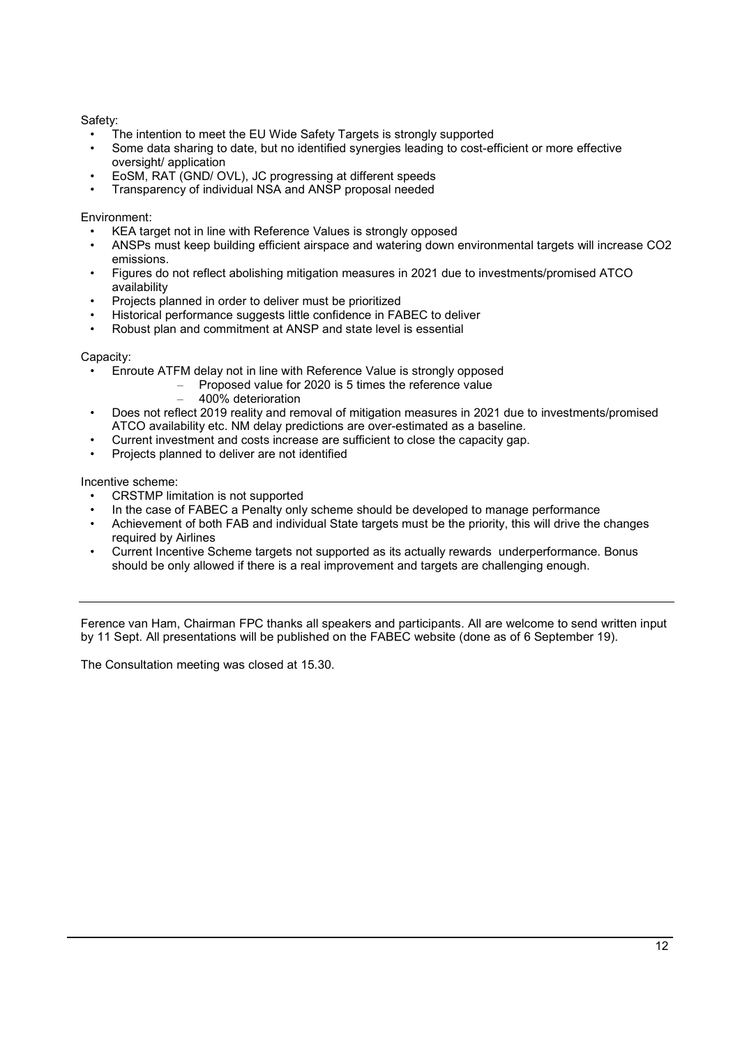Safety:

- The intention to meet the EU Wide Safety Targets is strongly supported
- Some data sharing to date, but no identified synergies leading to cost-efficient or more effective oversight/ application
- EoSM, RAT (GND/ OVL), JC progressing at different speeds
- Transparency of individual NSA and ANSP proposal needed

Environment:

- KEA target not in line with Reference Values is strongly opposed
- ANSPs must keep building efficient airspace and watering down environmental targets will increase CO2 emissions.
- Figures do not reflect abolishing mitigation measures in 2021 due to investments/promised ATCO availability
- Projects planned in order to deliver must be prioritized
- Historical performance suggests little confidence in FABEC to deliver
- Robust plan and commitment at ANSP and state level is essential

Capacity:

- Enroute ATFM delay not in line with Reference Value is strongly opposed
  - Proposed value for 2020 is 5 times the reference value
  - 400% deterioration
- Does not reflect 2019 reality and removal of mitigation measures in 2021 due to investments/promised ATCO availability etc. NM delay predictions are over-estimated as a baseline.
- Current investment and costs increase are sufficient to close the capacity gap.
- Projects planned to deliver are not identified

Incentive scheme:

- CRSTMP limitation is not supported
- In the case of FABEC a Penalty only scheme should be developed to manage performance
- Achievement of both FAB and individual State targets must be the priority, this will drive the changes required by Airlines
- Current Incentive Scheme targets not supported as its actually rewards underperformance. Bonus should be only allowed if there is a real improvement and targets are challenging enough.

---

Ference van Ham, Chairman FPC thanks all speakers and participants. All are welcome to send written input by 11 Sept. All presentations will be published on the FABEC website (done as of 6 September 19).

The Consultation meeting was closed at 15.30.